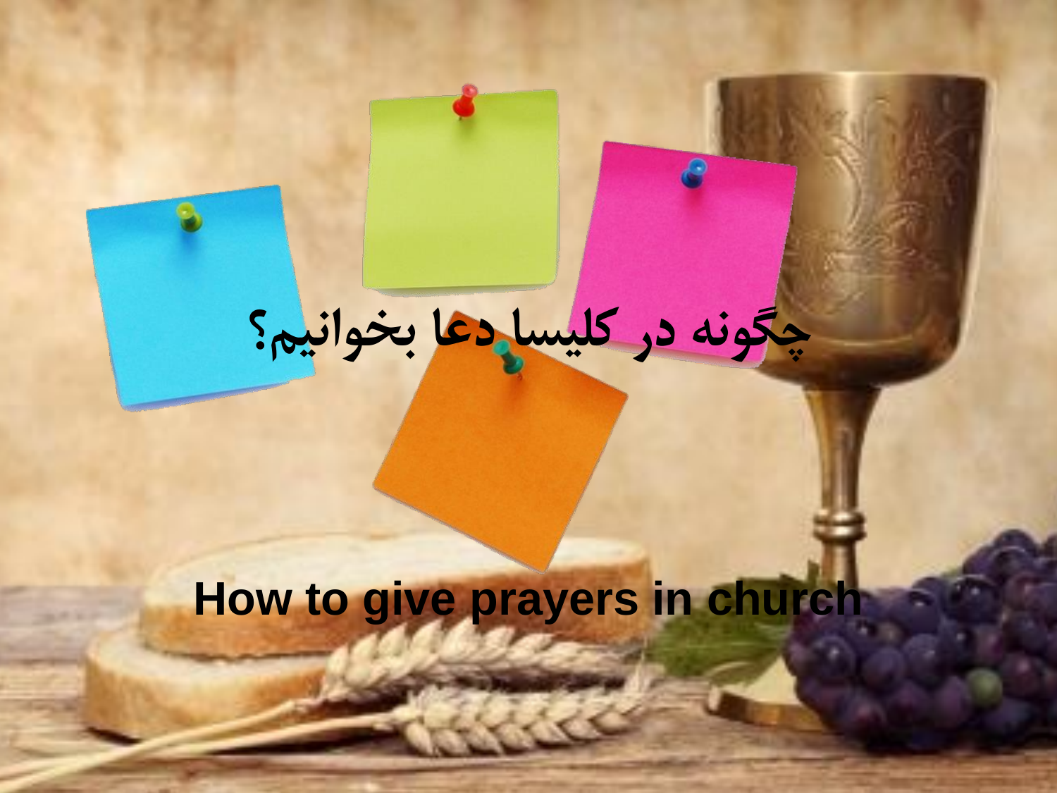# چگونه در کلیسا دعا بخوانیم؟

# How to give prayers in church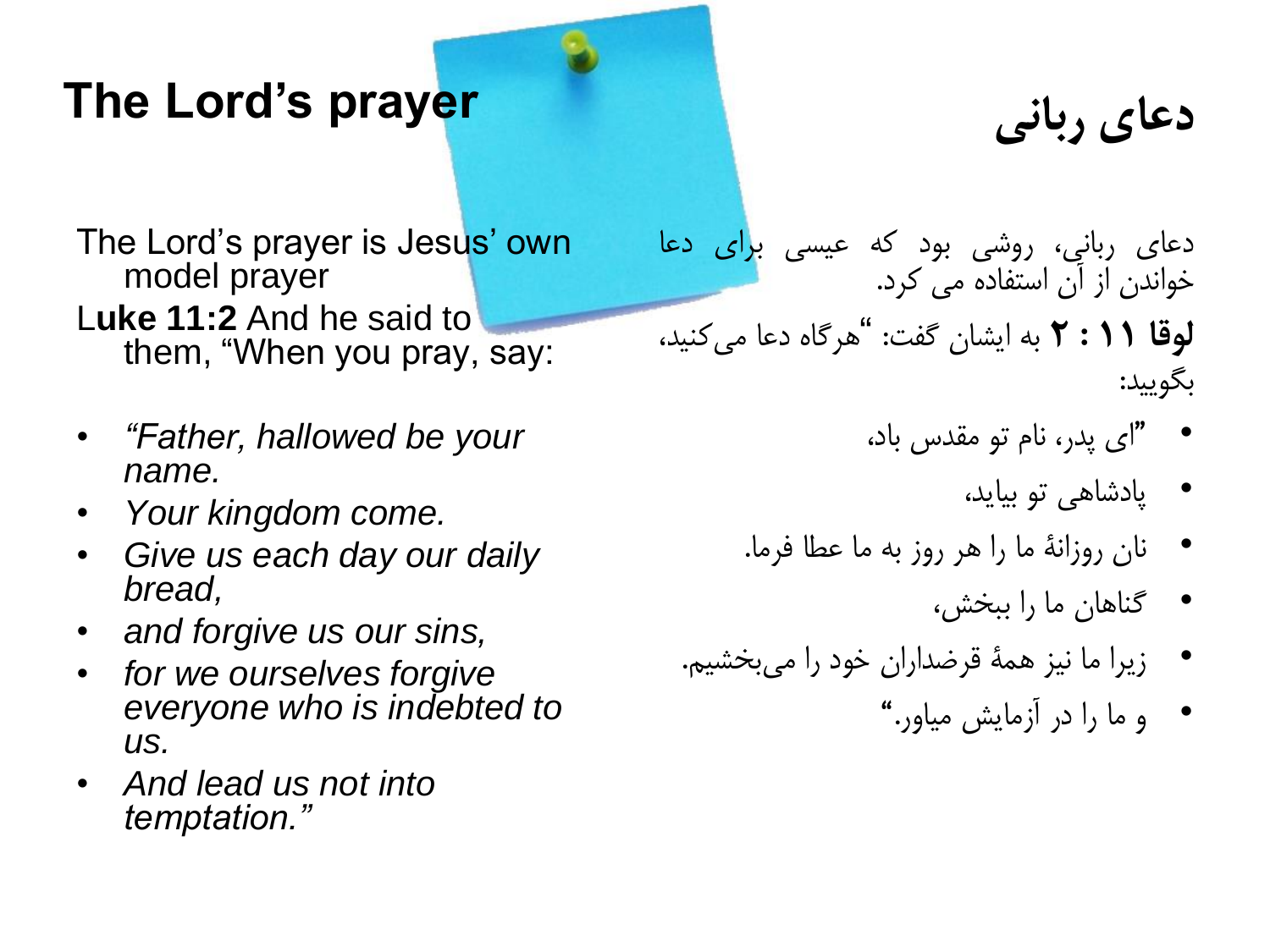# The Lord’s prayer

The Lord’s prayer is Jesus’ own model prayer

**Luke 11:2** And he said to them, “When you pray, say:

- *“Father, hallowed be your name.*
- *Your kingdom come.*
- *Give us each day our daily bread,*
- *and forgive us our sins,*
- *for we ourselves forgive everyone who is indebted to us.*
- *And lead us not into temptation.”*

# دعای ربانی

دعای ربانی، روشی بود که عیسی برای دعا خواندن از آن استفاده می کرد.

**لوقا ۱۱ : ۲** به ایشان گفت: “هرگاه دعا می‌کنید، بگویید:

- ”ای پدر، نام تو مقدس باد،
- پادشاهی تو بیاید،
- نان روزانۀ ما را هر روز به ما عطا فرما.
- گناهان ما را ببخش،
- زیرا ما نیز همۀ قرضداران خود را می‌بخشیم.
- و ما را در آزمایش میاور.“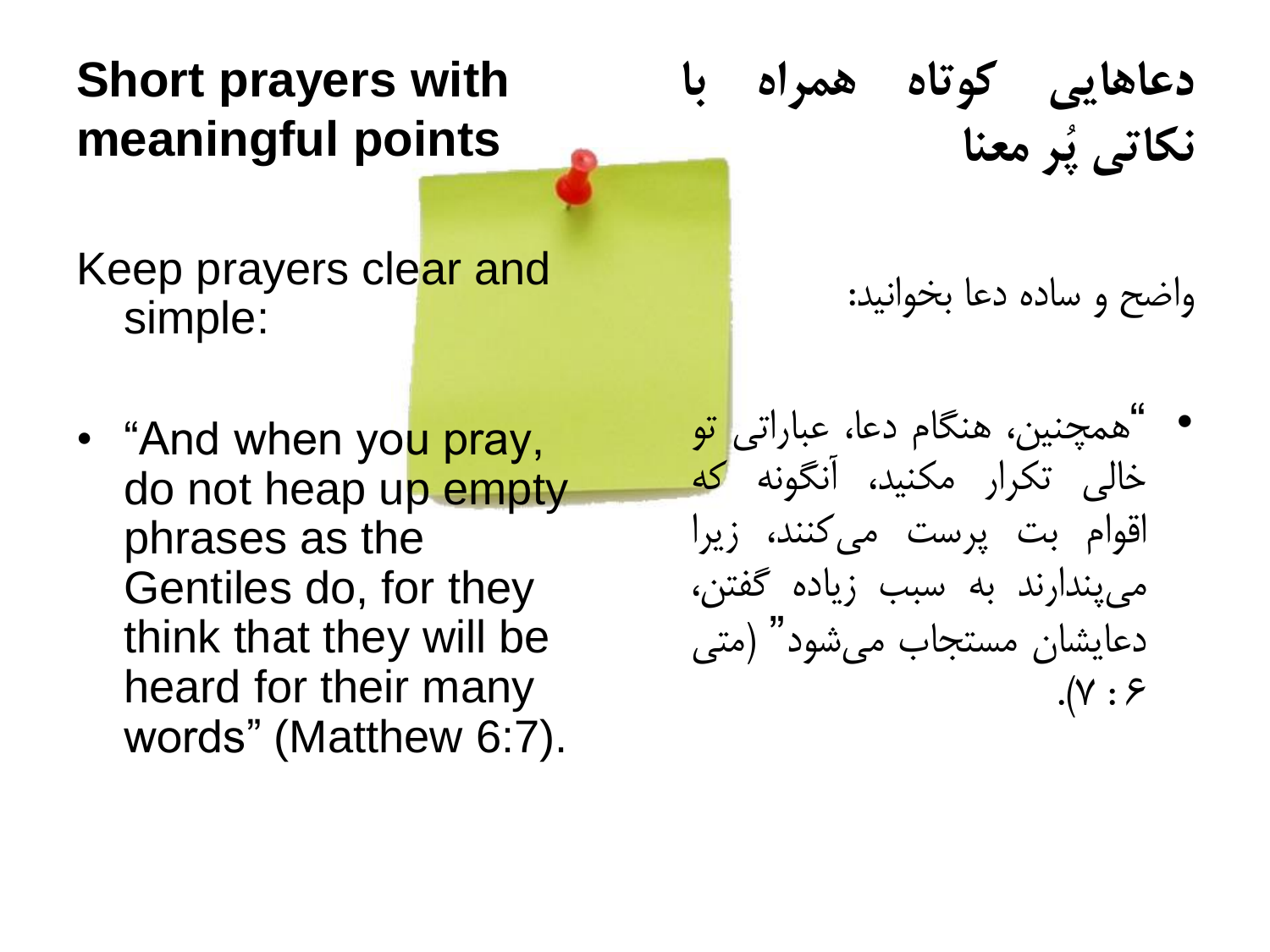## Short prayers with meaningful points

Keep prayers clear and simple:

- "And when you pray, do not heap up empty phrases as the Gentiles do, for they think that they will be heard for their many words" (Matthew 6:7).

## دعاهایی کوتاه همراه با نکاتی پُر معنا

واضح و ساده دعا بخوانید:

- "همچنین، هنگام دعا، عباراتی تو خالی تکرار مکنید، آنگونه که اقوام بت پرست می‌کنند، زیرا می‌پندارند به سبب زیاده گفتن، دعایشان مستجاب می‌شود" (متی ۶ : ۷).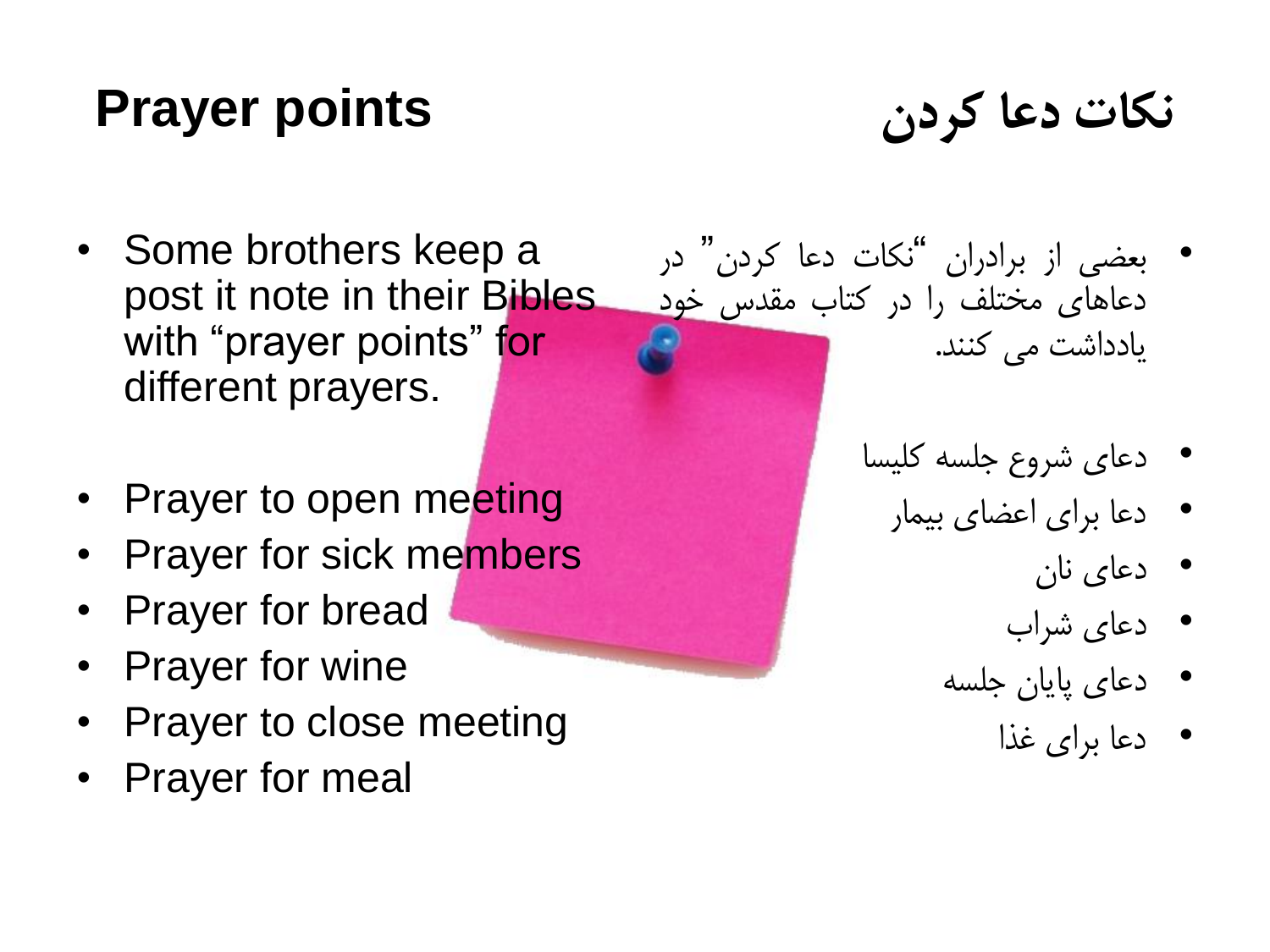# Prayer points

# نکات دعا کردن

- Some brothers keep a post it note in their Bibles with “prayer points” for different prayers.

- Prayer to open meeting
- Prayer for sick members
- Prayer for bread
- Prayer for wine
- Prayer to close meeting
- Prayer for meal

- بعضی از برادران “نکات دعا کردن” در دعاهای مختلف را در کتاب مقدس خود یادداشت می کنند.

- دعای شروع جلسه کلیسا
- دعا برای اعضای بیمار
- دعای نان
- دعای شراب
- دعای پایان جلسه
- دعا برای غذا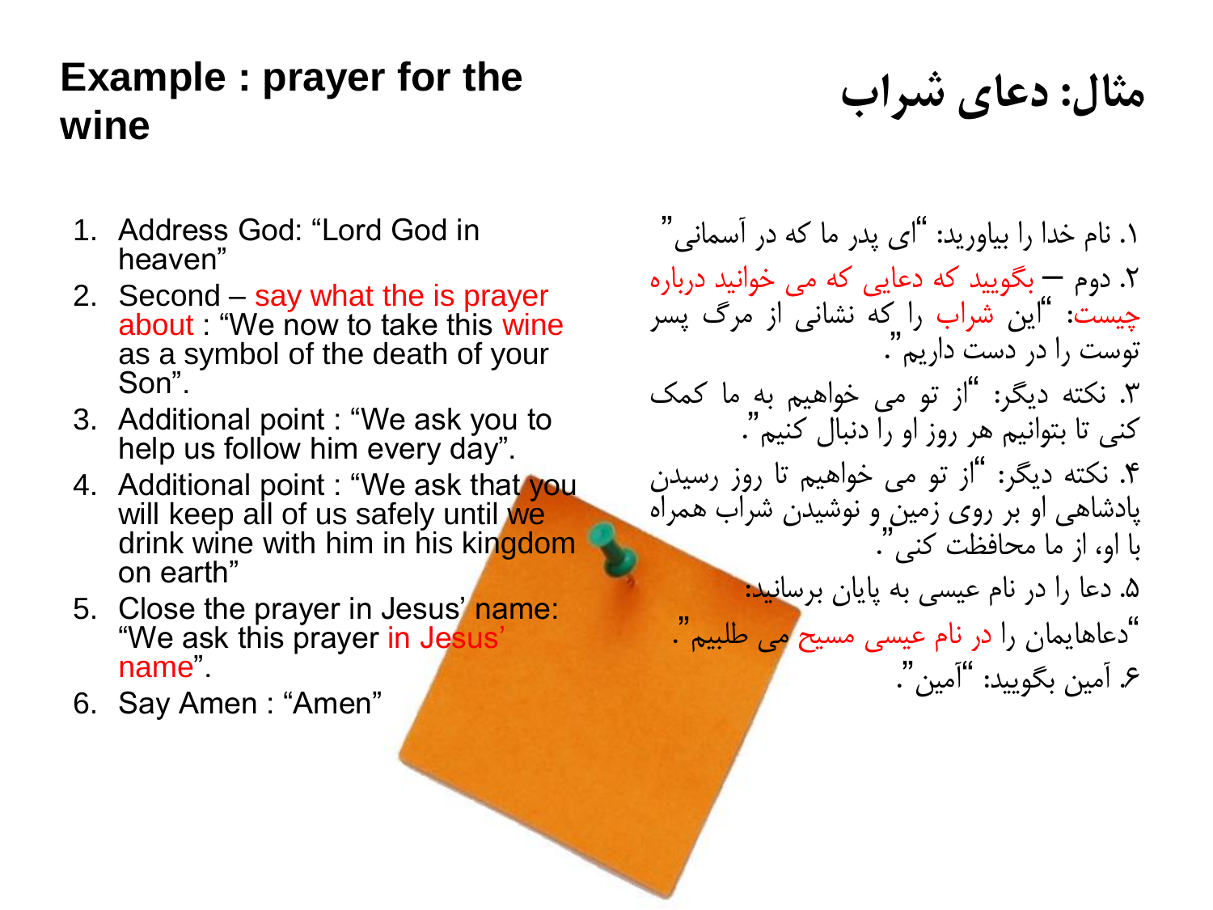# Example : prayer for the wine

# مثال: دعای شراب

1. Address God: “Lord God in heaven”
2. Second – say what the is prayer about : “We now to take this wine as a symbol of the death of your Son”.
3. Additional point : “We ask you to help us follow him every day”.
4. Additional point : “We ask that you will keep all of us safely until we drink wine with him in his kingdom on earth”
5. Close the prayer in Jesus’ name: “We ask this prayer in Jesus’ name”.
6. Say Amen : “Amen”

۱. نام خدا را بیاورید: “ای پدر ما که در آسمانی”

۲. دوم – بگویید که دعایی که می خوانید درباره چیست: “این شراب را که نشانی از مرگ پسر توست را در دست داریم”.

۳. نکته دیگر: “از تو می خواهیم به ما کمک کنی تا بتوانیم هر روز او را دنبال کنیم”.

۴. نکته دیگر: “از تو می خواهیم تا روز رسیدن پادشاهی او بر روی زمین و نوشیدن شراب همراه با او، از ما محافظت کنی”.

۵. دعا را در نام عیسی به پایان برسانید:

“دعاهایمان را در نام عیسی مسیح می طلبیم”.

۶. آمین بگویید: “آمین”.